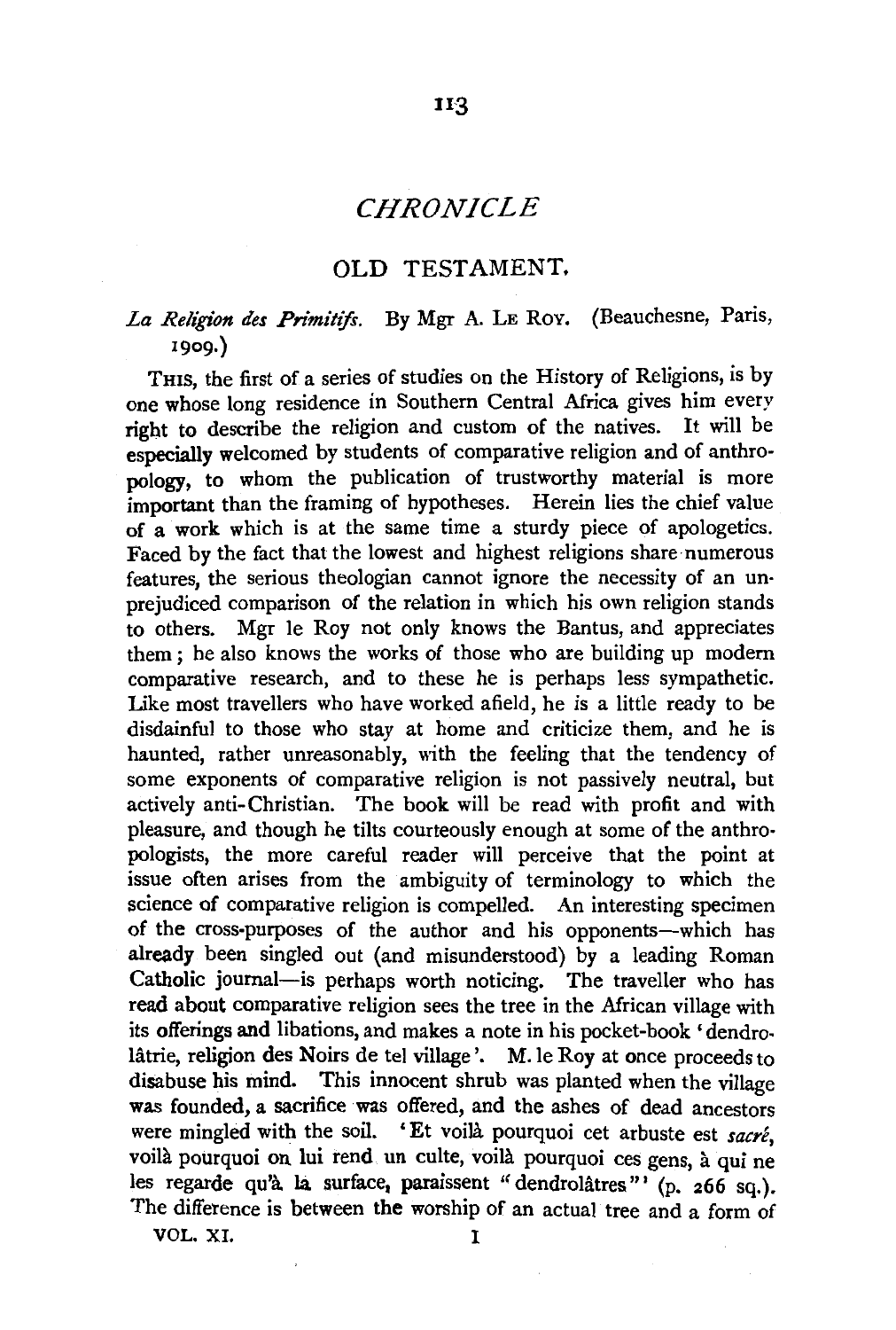# CHRONICLE

## OLD TESTAMENT.

*La Religion des Primitifs.* By Mgr A. Le Roy. (Beauchesne, Paris, 1909.)

This, the first of a series of studies on the History of Religions, is by one whose long residence in Southern Central Africa gives him every right to describe the religion and custom of the natives. It will be especially welcomed by students of comparative religion and of anthropology, to whom the publication of trustworthy material is more important than the framing of hypotheses. Herein lies the chief value of a work which is at the same time a sturdy piece of apologetics. Faced by the fact that the lowest and highest religions share numerous features, the serious theologian cannot ignore the necessity of an unprejudiced comparison of the relation in which his own religion stands to others. Mgr le Roy not only knows the Bantus, and appreciates them; he also knows the works of those who are building up modern comparative research, and to these he is perhaps less sympathetic. Like most travellers who have worked afield, he is a little ready to be disdainful to those who stay at home and criticize them, and he is haunted, rather unreasonably, with the feeling that the tendency of some exponents of comparative religion is not passively neutral, but actively anti-Christian. The book will be read with profit and with pleasure, and though he tilts courteously enough at some of the anthropologists, the more careful reader will perceive that the point at issue often arises from the ambiguity of terminology to which the science of comparative religion is compelled. An interesting specimen of the cross-purposes of the author and his opponents—which has already been singled out (and misunderstood) by a leading Roman Catholic journal—is perhaps worth noticing. The traveller who has read about comparative religion sees the tree in the African village with its offerings and libations, and makes a note in his pocket-book 'dendrolâtrie, religion des Noirs de tel village'. M. le Roy at once proceeds to disabuse his mind. This innocent shrub was planted when the village was founded, a sacrifice was offered, and the ashes of dead ancestors were mingled with the soil. 'Et voilà pourquoi cet arbuste est *sacré*, voilà pourquoi on lui rend un culte, voilà pourquoi ces gens, à qui ne les regarde qu'à la surface, paraissent "dendrolâtres"' (p. 266 sq.). The difference is between the worship of an actual tree and a form of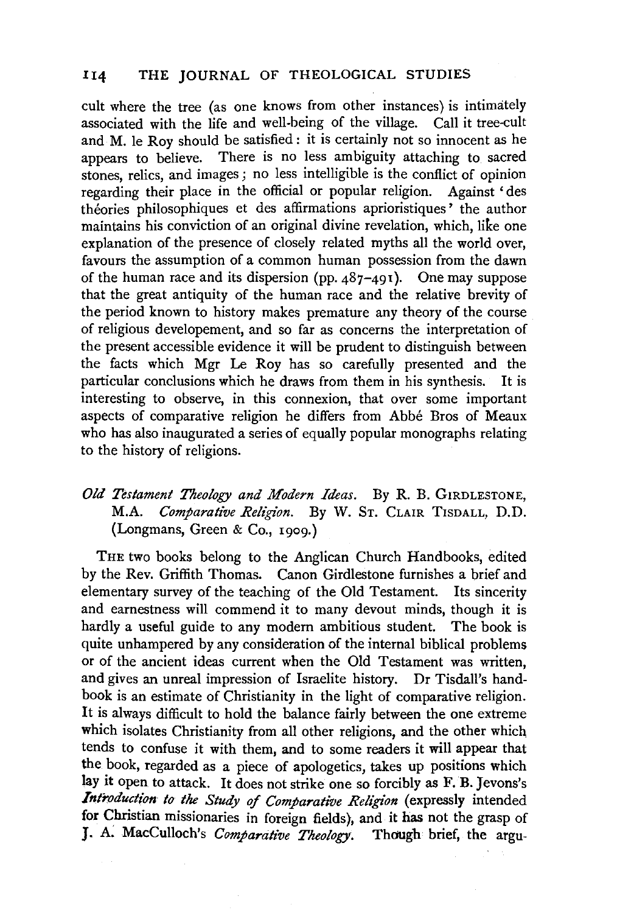cult where the tree (as one knows from other instances) is intimately associated with the life and well-being of the village. Call it tree-cult and M. le Roy should be satisfied: it is certainly not so innocent as he appears to believe. There is no less ambiguity attaching to sacred stones, relics, and images; no less intelligible is the conflict of opinion regarding their place in the official or popular religion. Against 'des théories philosophiques et des affirmations aprioristiques' the author maintains his conviction of an original divine revelation, which, like one explanation of the presence of closely related myths all the world over, favours the assumption of a common human possession from the dawn of the human race and its dispersion (pp. 487–491). One may suppose that the great antiquity of the human race and the relative brevity of the period known to history makes premature any theory of the course of religious developement, and so far as concerns the interpretation of the present accessible evidence it will be prudent to distinguish between the facts which Mgr Le Roy has so carefully presented and the particular conclusions which he draws from them in his synthesis. It is interesting to observe, in this connexion, that over some important aspects of comparative religion he differs from Abbé Bros of Meaux who has also inaugurated a series of equally popular monographs relating to the history of religions.

*Old Testament Theology and Modern Ideas.* By R. B. GIRDLESTONE, M.A. *Comparative Religion.* By W. ST. CLAIR TISDALL, D.D. (Longmans, Green & Co., 1909.)

THE two books belong to the Anglican Church Handbooks, edited by the Rev. Griffith Thomas. Canon Girdlestone furnishes a brief and elementary survey of the teaching of the Old Testament. Its sincerity and earnestness will commend it to many devout minds, though it is hardly a useful guide to any modern ambitious student. The book is quite unhampered by any consideration of the internal biblical problems or of the ancient ideas current when the Old Testament was written, and gives an unreal impression of Israelite history. Dr Tisdall's handbook is an estimate of Christianity in the light of comparative religion. It is always difficult to hold the balance fairly between the one extreme which isolates Christianity from all other religions, and the other which tends to confuse it with them, and to some readers it will appear that the book, regarded as a piece of apologetics, takes up positions which lay it open to attack. It does not strike one so forcibly as F. B. Jevons's *Introduction to the Study of Comparative Religion* (expressly intended for Christian missionaries in foreign fields), and it has not the grasp of J. A. MacCulloch's *Comparative Theology*. Though brief, the argu-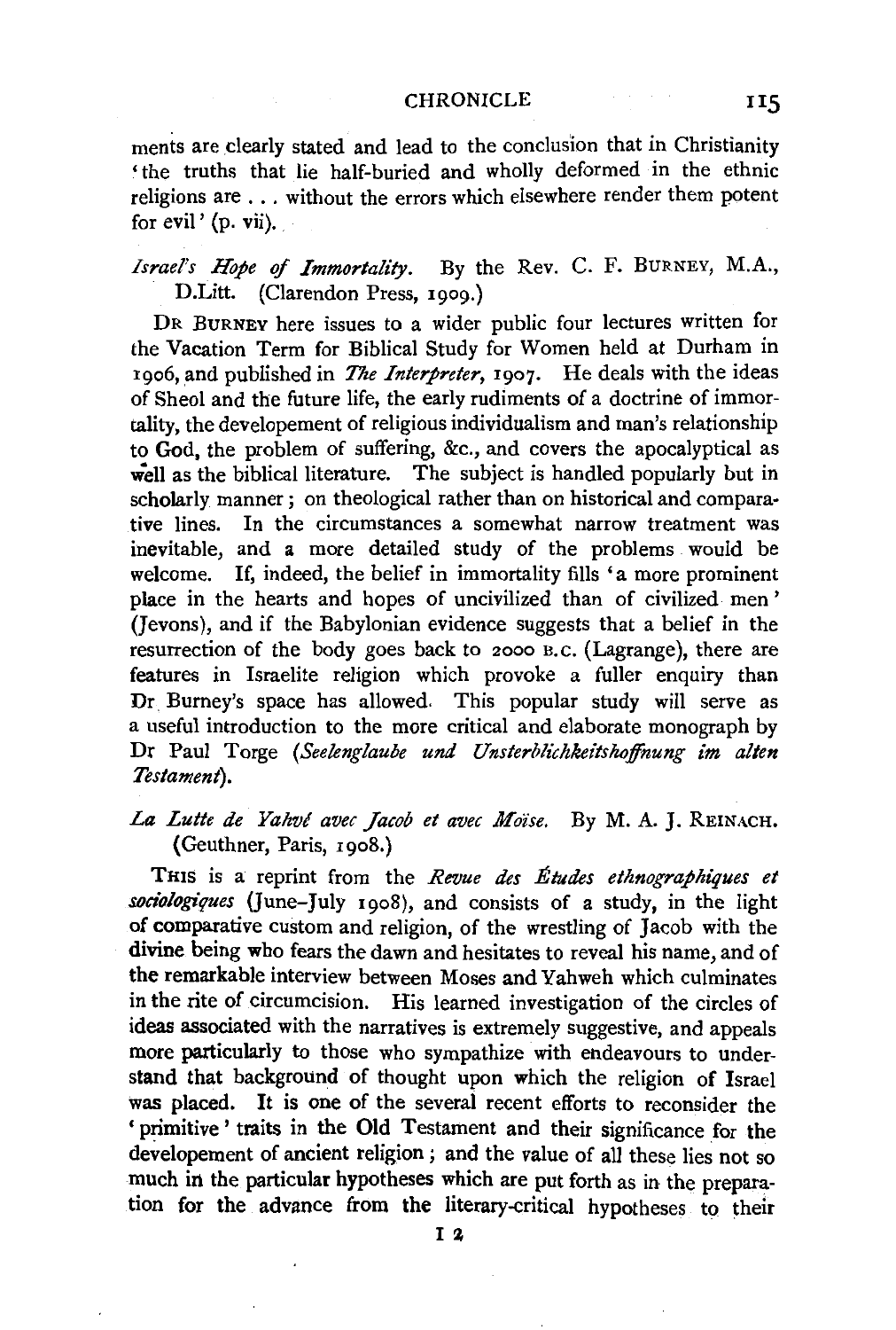ments are clearly stated and lead to the conclusion that in Christianity 'the truths that lie half-buried and wholly deformed in the ethnic religions are . . . without the errors which elsewhere render them potent for evil' (p. vii).

*Israel's Hope of Immortality*. By the Rev. C. F. BURNEY, M.A., D.Litt. (Clarendon Press, 1909.)

DR BURNEY here issues to a wider public four lectures written for the Vacation Term for Biblical Study for Women held at Durham in 1906, and published in *The Interpreter*, 1907. He deals with the ideas of Sheol and the future life, the early rudiments of a doctrine of immortality, the developement of religious individualism and man's relationship to God, the problem of suffering, &c., and covers the apocalyptical as well as the biblical literature. The subject is handled popularly but in scholarly manner; on theological rather than on historical and comparative lines. In the circumstances a somewhat narrow treatment was inevitable, and a more detailed study of the problems would be welcome. If, indeed, the belief in immortality fills 'a more prominent place in the hearts and hopes of uncivilized than of civilized men' (Jevons), and if the Babylonian evidence suggests that a belief in the resurrection of the body goes back to 2000 B.C. (Lagrange), there are features in Israelite religion which provoke a fuller enquiry than Dr Burney's space has allowed. This popular study will serve as a useful introduction to the more critical and elaborate monograph by Dr Paul Torge (*Seelenglaube und Unsterblichkeitshoffnung im alten Testament*).

*La Lutte de Yahvé avec Jacob et avec Moïse*. By M. A. J. REINACH. (Geuthner, Paris, 1908.)

THIS is a reprint from the *Revue des Études ethnographiques et sociologiques* (June–July 1908), and consists of a study, in the light of comparative custom and religion, of the wrestling of Jacob with the divine being who fears the dawn and hesitates to reveal his name, and of the remarkable interview between Moses and Yahweh which culminates in the rite of circumcision. His learned investigation of the circles of ideas associated with the narratives is extremely suggestive, and appeals more particularly to those who sympathize with endeavours to understand that background of thought upon which the religion of Israel was placed. It is one of the several recent efforts to reconsider the 'primitive' traits in the Old Testament and their significance for the developement of ancient religion; and the value of all these lies not so much in the particular hypotheses which are put forth as in the preparation for the advance from the literary-critical hypotheses to their

I 2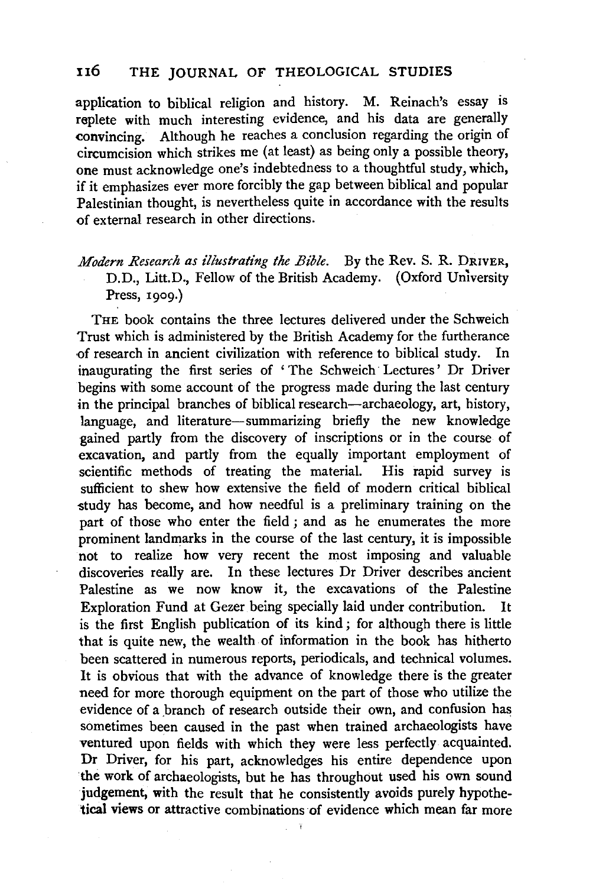application to biblical religion and history. M. Reinach's essay is replete with much interesting evidence, and his data are generally convincing. Although he reaches a conclusion regarding the origin of circumcision which strikes me (at least) as being only a possible theory, one must acknowledge one's indebtedness to a thoughtful study, which, if it emphasizes ever more forcibly the gap between biblical and popular Palestinian thought, is nevertheless quite in accordance with the results of external research in other directions.

*Modern Research as illustrating the Bible.* By the Rev. S. R. DRIVER, D.D., Litt.D., Fellow of the British Academy. (Oxford University Press, 1909.)

THE book contains the three lectures delivered under the Schweich Trust which is administered by the British Academy for the furtherance of research in ancient civilization with reference to biblical study. In inaugurating the first series of 'The Schweich Lectures' Dr Driver begins with some account of the progress made during the last century in the principal branches of biblical research—archaeology, art, history, language, and literature—summarizing briefly the new knowledge gained partly from the discovery of inscriptions or in the course of excavation, and partly from the equally important employment of scientific methods of treating the material. His rapid survey is sufficient to shew how extensive the field of modern critical biblical study has become, and how needful is a preliminary training on the part of those who enter the field; and as he enumerates the more prominent landmarks in the course of the last century, it is impossible not to realize how very recent the most imposing and valuable discoveries really are. In these lectures Dr Driver describes ancient Palestine as we now know it, the excavations of the Palestine Exploration Fund at Gezer being specially laid under contribution. It is the first English publication of its kind; for although there is little that is quite new, the wealth of information in the book has hitherto been scattered in numerous reports, periodicals, and technical volumes. It is obvious that with the advance of knowledge there is the greater need for more thorough equipment on the part of those who utilize the evidence of a branch of research outside their own, and confusion has sometimes been caused in the past when trained archaeologists have ventured upon fields with which they were less perfectly acquainted. Dr Driver, for his part, acknowledges his entire dependence upon the work of archaeologists, but he has throughout used his own sound judgement, with the result that he consistently avoids purely hypothetical views or attractive combinations of evidence which mean far more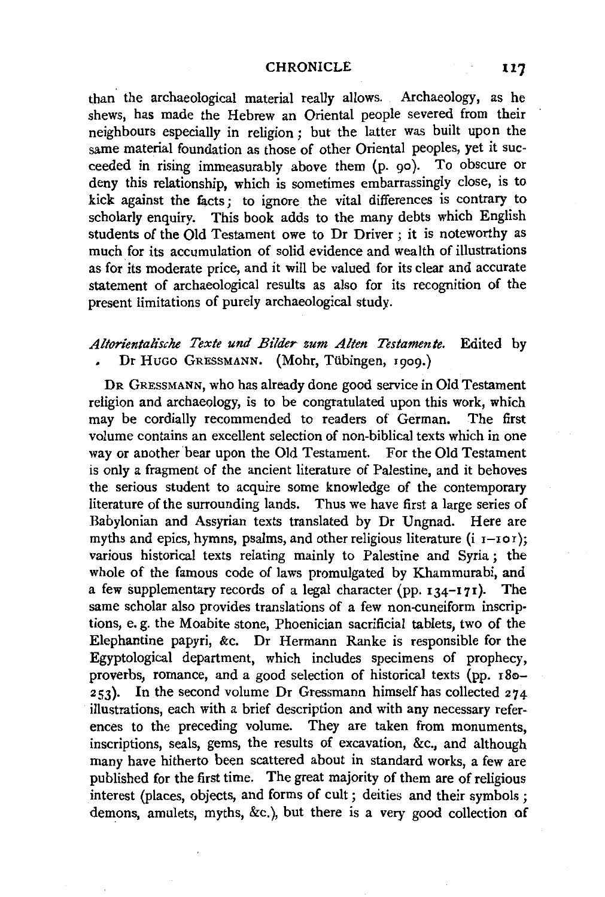than the archaeological material really allows. Archaeology, as he shews, has made the Hebrew an Oriental people severed from their neighbours especially in religion; but the latter was built upon the same material foundation as those of other Oriental peoples, yet it succeeded in rising immeasurably above them (p. 90). To obscure or deny this relationship, which is sometimes embarrassingly close, is to kick against the facts; to ignore the vital differences is contrary to scholarly enquiry. This book adds to the many debts which English students of the Old Testament owe to Dr Driver; it is noteworthy as much for its accumulation of solid evidence and wealth of illustrations as for its moderate price, and it will be valued for its clear and accurate statement of archaeological results as also for its recognition of the present limitations of purely archaeological study.

*Altorientalische Texte und Bilder zum Alten Testamente.* Edited by Dr Hugo Gressmann. (Mohr, Tübingen, 1909.)

Dr Gressmann, who has already done good service in Old Testament religion and archaeology, is to be congratulated upon this work, which may be cordially recommended to readers of German. The first volume contains an excellent selection of non-biblical texts which in one way or another bear upon the Old Testament. For the Old Testament is only a fragment of the ancient literature of Palestine, and it behoves the serious student to acquire some knowledge of the contemporary literature of the surrounding lands. Thus we have first a large series of Babylonian and Assyrian texts translated by Dr Ungnad. Here are myths and epics, hymns, psalms, and other religious literature (i 1–101); various historical texts relating mainly to Palestine and Syria; the whole of the famous code of laws promulgated by Khammurabi, and a few supplementary records of a legal character (pp. 134–171). The same scholar also provides translations of a few non-cuneiform inscriptions, e. g. the Moabite stone, Phoenician sacrificial tablets, two of the Elephantine papyri, &c. Dr Hermann Ranke is responsible for the Egyptological department, which includes specimens of prophecy, proverbs, romance, and a good selection of historical texts (pp. 180–253). In the second volume Dr Gressmann himself has collected 274 illustrations, each with a brief description and with any necessary references to the preceding volume. They are taken from monuments, inscriptions, seals, gems, the results of excavation, &c., and although many have hitherto been scattered about in standard works, a few are published for the first time. The great majority of them are of religious interest (places, objects, and forms of cult; deities and their symbols; demons, amulets, myths, &c.), but there is a very good collection of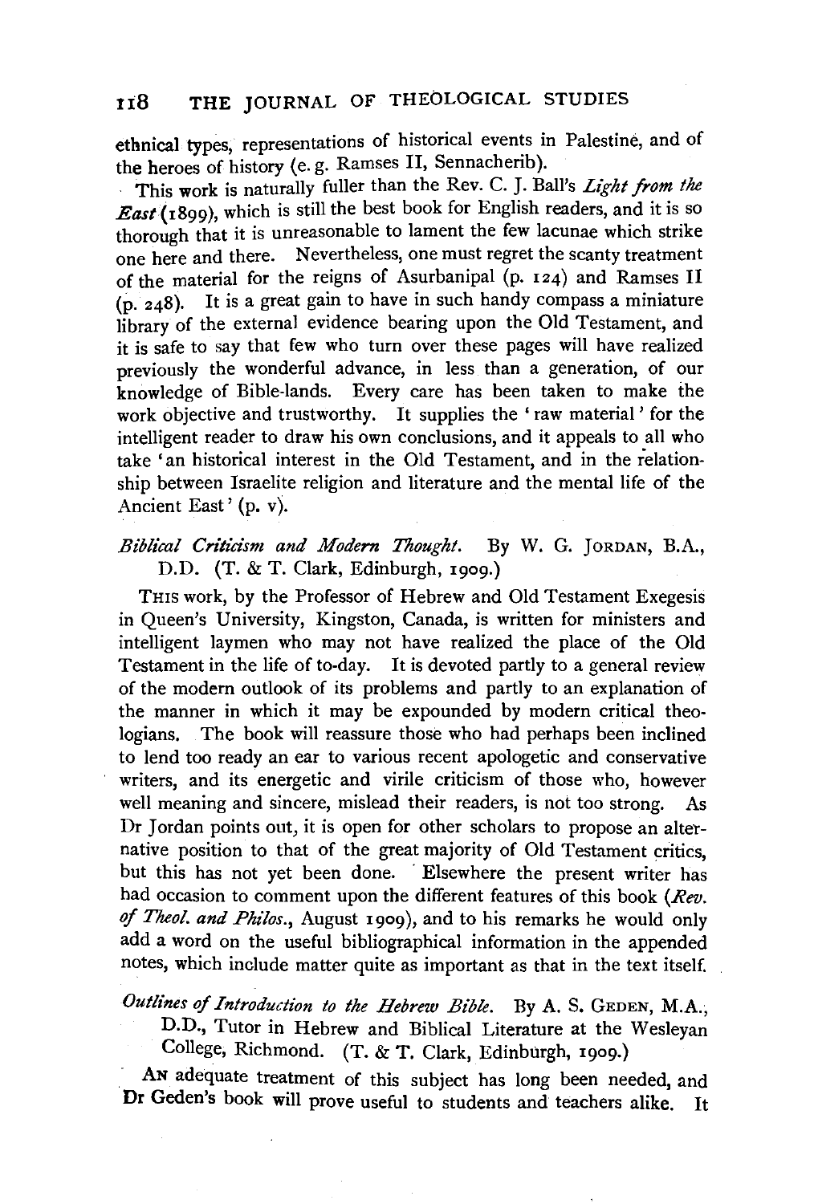ethnical types, representations of historical events in Palestine, and of the heroes of history (e. g. Ramses II, Sennacherib).

This work is naturally fuller than the Rev. C. J. Ball's *Light from the East* (1899), which is still the best book for English readers, and it is so thorough that it is unreasonable to lament the few lacunae which strike one here and there. Nevertheless, one must regret the scanty treatment of the material for the reigns of Asurbanipal (p. 124) and Ramses II (p. 248). It is a great gain to have in such handy compass a miniature library of the external evidence bearing upon the Old Testament, and it is safe to say that few who turn over these pages will have realized previously the wonderful advance, in less than a generation, of our knowledge of Bible-lands. Every care has been taken to make the work objective and trustworthy. It supplies the 'raw material' for the intelligent reader to draw his own conclusions, and it appeals to all who take 'an historical interest in the Old Testament, and in the relationship between Israelite religion and literature and the mental life of the Ancient East' (p. v).

*Biblical Criticism and Modern Thought.* By W. G. JORDAN, B.A., D.D. (T. & T. Clark, Edinburgh, 1909.)

THIS work, by the Professor of Hebrew and Old Testament Exegesis in Queen's University, Kingston, Canada, is written for ministers and intelligent laymen who may not have realized the place of the Old Testament in the life of to-day. It is devoted partly to a general review of the modern outlook of its problems and partly to an explanation of the manner in which it may be expounded by modern critical theologians. The book will reassure those who had perhaps been inclined to lend too ready an ear to various recent apologetic and conservative writers, and its energetic and virile criticism of those who, however well meaning and sincere, mislead their readers, is not too strong. As Dr Jordan points out, it is open for other scholars to propose an alternative position to that of the great majority of Old Testament critics, but this has not yet been done. Elsewhere the present writer has had occasion to comment upon the different features of this book (*Rev. of Theol. and Philos.*, August 1909), and to his remarks he would only add a word on the useful bibliographical information in the appended notes, which include matter quite as important as that in the text itself.

*Outlines of Introduction to the Hebrew Bible.* By A. S. GEDEN, M.A., D.D., Tutor in Hebrew and Biblical Literature at the Wesleyan College, Richmond. (T. & T. Clark, Edinburgh, 1909.)

AN adequate treatment of this subject has long been needed, and Dr Geden's book will prove useful to students and teachers alike. It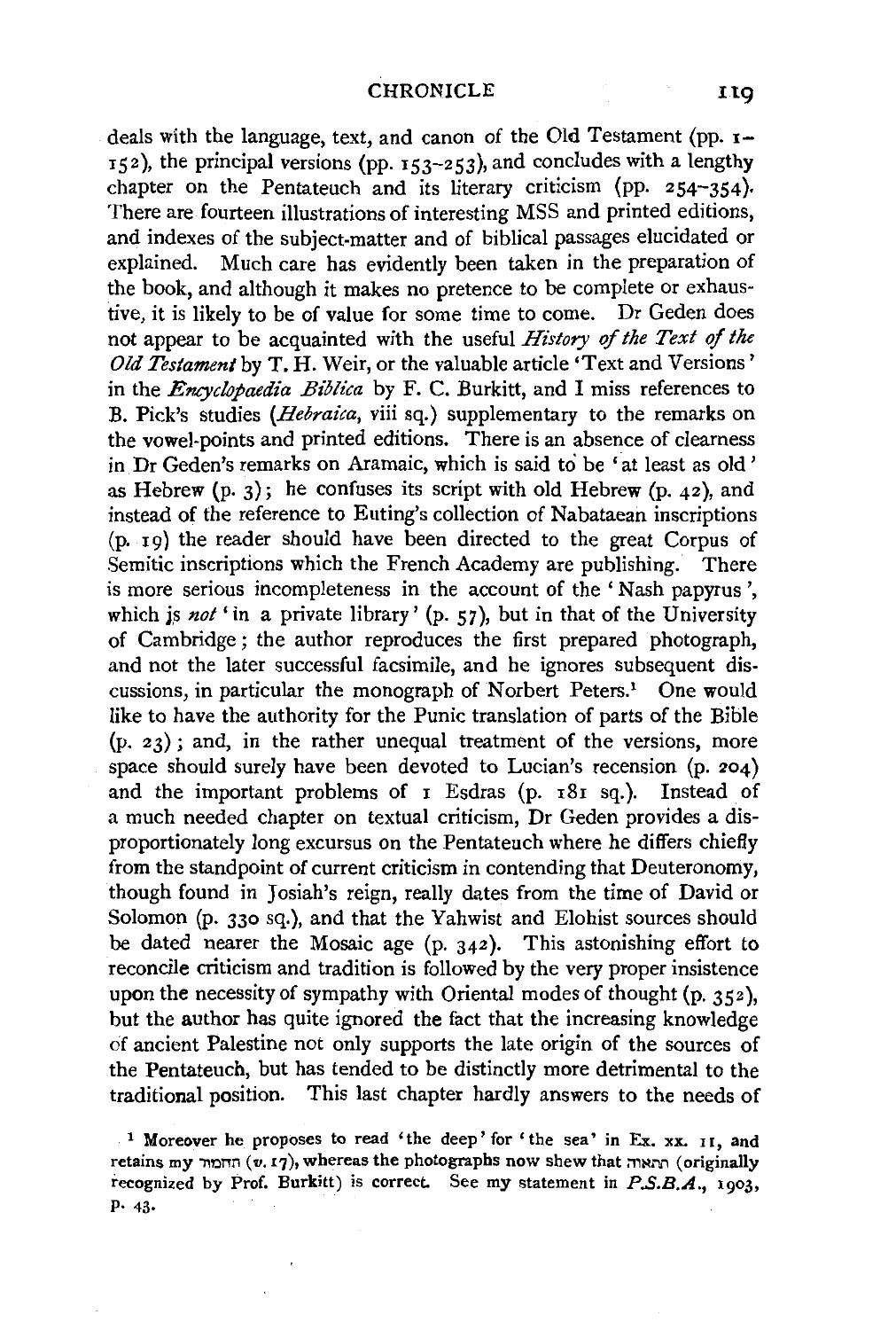deals with the language, text, and canon of the Old Testament (pp. 1–152), the principal versions (pp. 153–253), and concludes with a lengthy chapter on the Pentateuch and its literary criticism (pp. 254–354). There are fourteen illustrations of interesting MSS and printed editions, and indexes of the subject-matter and of biblical passages elucidated or explained. Much care has evidently been taken in the preparation of the book, and although it makes no pretence to be complete or exhaustive, it is likely to be of value for some time to come. Dr Geden does not appear to be acquainted with the useful *History of the Text of the Old Testament* by T. H. Weir, or the valuable article 'Text and Versions' in the *Encyclopaedia Biblica* by F. C. Burkitt, and I miss references to B. Pick's studies (*Hebraica*, viii sq.) supplementary to the remarks on the vowel-points and printed editions. There is an absence of clearness in Dr Geden's remarks on Aramaic, which is said to be 'at least as old' as Hebrew (p. 3); he confuses its script with old Hebrew (p. 42), and instead of the reference to Euting's collection of Nabataean inscriptions (p. 19) the reader should have been directed to the great Corpus of Semitic inscriptions which the French Academy are publishing. There is more serious incompleteness in the account of the 'Nash papyrus', which is *not* 'in a private library' (p. 57), but in that of the University of Cambridge; the author reproduces the first prepared photograph, and not the later successful facsimile, and he ignores subsequent discussions, in particular the monograph of Norbert Peters.[1] One would like to have the authority for the Punic translation of parts of the Bible (p. 23); and, in the rather unequal treatment of the versions, more space should surely have been devoted to Lucian's recension (p. 204) and the important problems of 1 Esdras (p. 181 sq.). Instead of a much needed chapter on textual criticism, Dr Geden provides a disproportionately long excursus on the Pentateuch where he differs chiefly from the standpoint of current criticism in contending that Deuteronomy, though found in Josiah's reign, really dates from the time of David or Solomon (p. 330 sq.), and that the Yahwist and Elohist sources should be dated nearer the Mosaic age (p. 342). This astonishing effort to reconcile criticism and tradition is followed by the very proper insistence upon the necessity of sympathy with Oriental modes of thought (p. 352), but the author has quite ignored the fact that the increasing knowledge of ancient Palestine not only supports the late origin of the sources of the Pentateuch, but has tended to be distinctly more detrimental to the traditional position. This last chapter hardly answers to the needs of

[1] Moreover he proposes to read 'the deep' for 'the sea' in Ex. xx. 11, and retains my תחמד (*v.* 17), whereas the photographs now shew that תתאוה (originally recognized by Prof. Burkitt) is correct. See my statement in *P.S.B.A.*, 1903, p. 43.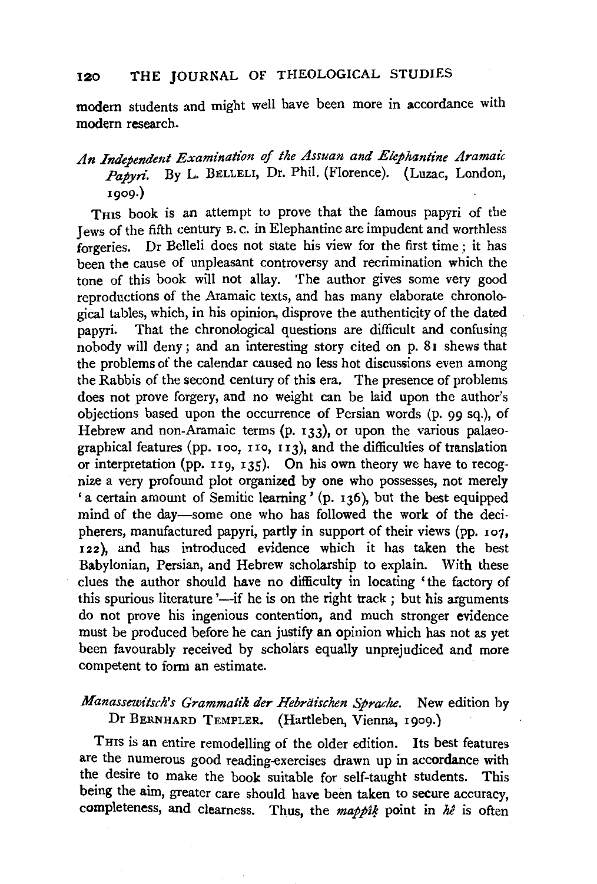modern students and might well have been more in accordance with modern research.

*An Independent Examination of the Assuan and Elephantine Aramaic Papyri.* By L. BELLELI, Dr. Phil. (Florence). (Luzac, London, 1909.)

THIS book is an attempt to prove that the famous papyri of the Jews of the fifth century B.C. in Elephantine are impudent and worthless forgeries. Dr Belleli does not state his view for the first time; it has been the cause of unpleasant controversy and recrimination which the tone of this book will not allay. The author gives some very good reproductions of the Aramaic texts, and has many elaborate chronological tables, which, in his opinion, disprove the authenticity of the dated papyri. That the chronological questions are difficult and confusing nobody will deny; and an interesting story cited on p. 81 shews that the problems of the calendar caused no less hot discussions even among the Rabbis of the second century of this era. The presence of problems does not prove forgery, and no weight can be laid upon the author's objections based upon the occurrence of Persian words (p. 99 sq.), of Hebrew and non-Aramaic terms (p. 133), or upon the various palaeographical features (pp. 100, 110, 113), and the difficulties of translation or interpretation (pp. 119, 135). On his own theory we have to recognize a very profound plot organized by one who possesses, not merely 'a certain amount of Semitic learning' (p. 136), but the best equipped mind of the day—some one who has followed the work of the decipherers, manufactured papyri, partly in support of their views (pp. 107, 122), and has introduced evidence which it has taken the best Babylonian, Persian, and Hebrew scholarship to explain. With these clues the author should have no difficulty in locating 'the factory of this spurious literature'—if he is on the right track; but his arguments do not prove his ingenious contention, and much stronger evidence must be produced before he can justify an opinion which has not as yet been favourably received by scholars equally unprejudiced and more competent to form an estimate.

*Manassewitsch's Grammatik der Hebräischen Sprache.* New edition by Dr BERNHARD TEMPLER. (Hartleben, Vienna, 1909.)

THIS is an entire remodelling of the older edition. Its best features are the numerous good reading-exercises drawn up in accordance with the desire to make the book suitable for self-taught students. This being the aim, greater care should have been taken to secure accuracy, completeness, and clearness. Thus, the *mappîḳ* point in *hê* is often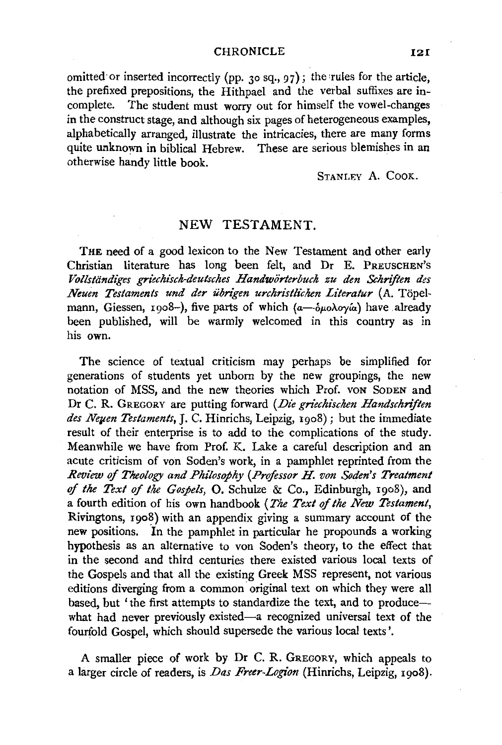omitted or inserted incorrectly (pp. 30 sq., 97); the rules for the article, the prefixed prepositions, the Hithpael and the verbal suffixes are incomplete. The student must worry out for himself the vowel-changes in the construct stage, and although six pages of heterogeneous examples, alphabetically arranged, illustrate the intricacies, there are many forms quite unknown in biblical Hebrew. These are serious blemishes in an otherwise handy little book.

STANLEY A. COOK.

## NEW TESTAMENT.

THE need of a good lexicon to the New Testament and other early Christian literature has long been felt, and Dr E. PREUSCHEN'S *Vollständiges griechisch-deutsches Handwörterbuch zu den Schriften des Neuen Testaments und der übrigen urchristlichen Literatur* (A. Töpelmann, Giessen, 1908–), five parts of which (α—ὁμολογία) have already been published, will be warmly welcomed in this country as in his own.

The science of textual criticism may perhaps be simplified for generations of students yet unborn by the new groupings, the new notation of MSS, and the new theories which Prof. VON SODEN and Dr C. R. GREGORY are putting forward (*Die griechischen Handschriften des Neuen Testaments*, J. C. Hinrichs, Leipzig, 1908); but the immediate result of their enterprise is to add to the complications of the study. Meanwhile we have from Prof. K. Lake a careful description and an acute criticism of von Soden's work, in a pamphlet reprinted from the *Review of Theology and Philosophy* (*Professor H. von Soden's Treatment of the Text of the Gospels*, O. Schulze & Co., Edinburgh, 1908), and a fourth edition of his own handbook (*The Text of the New Testament*, Rivingtons, 1908) with an appendix giving a summary account of the new positions. In the pamphlet in particular he propounds a working hypothesis as an alternative to von Soden's theory, to the effect that in the second and third centuries there existed various local texts of the Gospels and that all the existing Greek MSS represent, not various editions diverging from a common original text on which they were all based, but 'the first attempts to standardize the text, and to produce—what had never previously existed—a recognized universal text of the fourfold Gospel, which should supersede the various local texts'.

A smaller piece of work by Dr C. R. GREGORY, which appeals to a larger circle of readers, is *Das Freer-Logion* (Hinrichs, Leipzig, 1908).